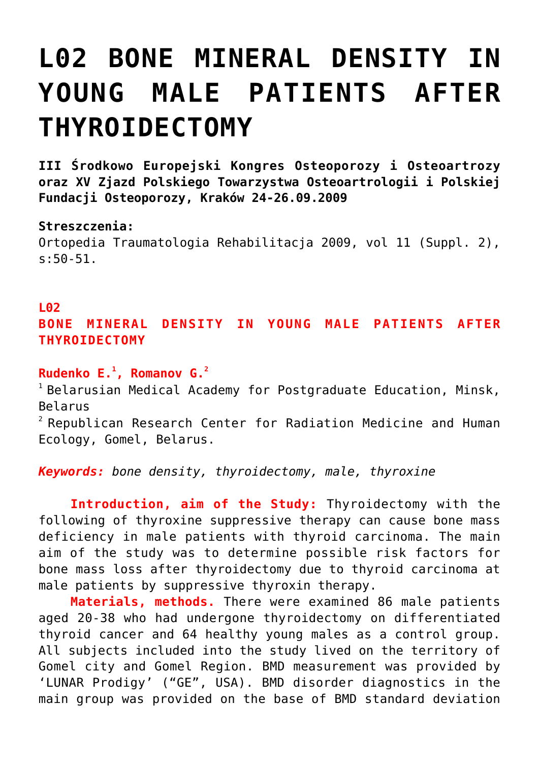# L02 BONE MINERAL DENSITY IN YOUNG MALE PATIENTS AFTER THYROIDECTOMY

**III Środkowo Europejski Kongres Osteoporozy i Osteoartrozy oraz XV Zjazd Polskiego Towarzystwa Osteoartrologii i Polskiej Fundacji Osteoporozy, Kraków 24-26.09.2009**

**Streszczenia:**
Ortopedia Traumatologia Rehabilitacja 2009, vol 11 (Suppl. 2), s:50-51.

**L02**
**BONE MINERAL DENSITY IN YOUNG MALE PATIENTS AFTER THYROIDECTOMY**

**Rudenko E.[1], Romanov G.[2]**
[1] Belarusian Medical Academy for Postgraduate Education, Minsk, Belarus
[2] Republican Research Center for Radiation Medicine and Human Ecology, Gomel, Belarus.

***Keywords:*** *bone density, thyroidectomy, male, thyroxine*

**Introduction, aim of the Study:** Thyroidectomy with the following of thyroxine suppressive therapy can cause bone mass deficiency in male patients with thyroid carcinoma. The main aim of the study was to determine possible risk factors for bone mass loss after thyroidectomy due to thyroid carcinoma at male patients by suppressive thyroxin therapy.

**Materials, methods.** There were examined 86 male patients aged 20-38 who had undergone thyroidectomy on differentiated thyroid cancer and 64 healthy young males as a control group. All subjects included into the study lived on the territory of Gomel city and Gomel Region. BMD measurement was provided by 'LUNAR Prodigy' ("GE", USA). BMD disorder diagnostics in the main group was provided on the base of BMD standard deviation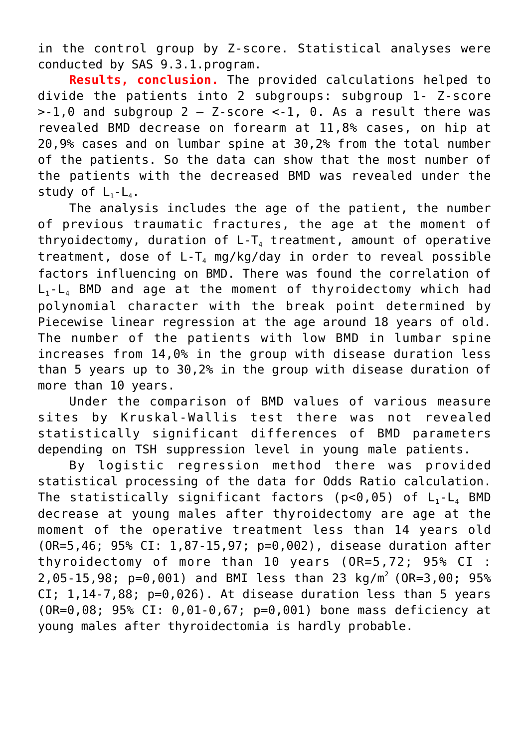in the control group by Z-score. Statistical analyses were conducted by SAS 9.3.1.program.

**Results, conclusion.** The provided calculations helped to divide the patients into 2 subgroups: subgroup 1- Z-score >-1,0 and subgroup 2 – Z-score <-1, 0. As a result there was revealed BMD decrease on forearm at 11,8% cases, on hip at 20,9% cases and on lumbar spine at 30,2% from the total number of the patients. So the data can show that the most number of the patients with the decreased BMD was revealed under the study of $L_1$-$L_4$.

The analysis includes the age of the patient, the number of previous traumatic fractures, the age at the moment of thryoidectomy, duration of L-$T_4$ treatment, amount of operative treatment, dose of L-$T_4$ mg/kg/day in order to reveal possible factors influencing on BMD. There was found the correlation of $L_1$-$L_4$ BMD and age at the moment of thyroidectomy which had polynomial character with the break point determined by Piecewise linear regression at the age around 18 years of old. The number of the patients with low BMD in lumbar spine increases from 14,0% in the group with disease duration less than 5 years up to 30,2% in the group with disease duration of more than 10 years.

Under the comparison of BMD values of various measure sites by Kruskal-Wallis test there was not revealed statistically significant differences of BMD parameters depending on TSH suppression level in young male patients.

By logistic regression method there was provided statistical processing of the data for Odds Ratio calculation. The statistically significant factors ($p<0,05$) of $L_1$-$L_4$ BMD decrease at young males after thyroidectomy are age at the moment of the operative treatment less than 14 years old (OR=5,46; 95% CI: 1,87-15,97; p=0,002), disease duration after thyroidectomy of more than 10 years (OR=5,72; 95% CI : 2,05-15,98; p=0,001) and BMI less than 23 kg/$m^2$ (OR=3,00; 95% CI; 1,14-7,88; p=0,026). At disease duration less than 5 years (OR=0,08; 95% CI: 0,01-0,67; p=0,001) bone mass deficiency at young males after thyroidectomia is hardly probable.